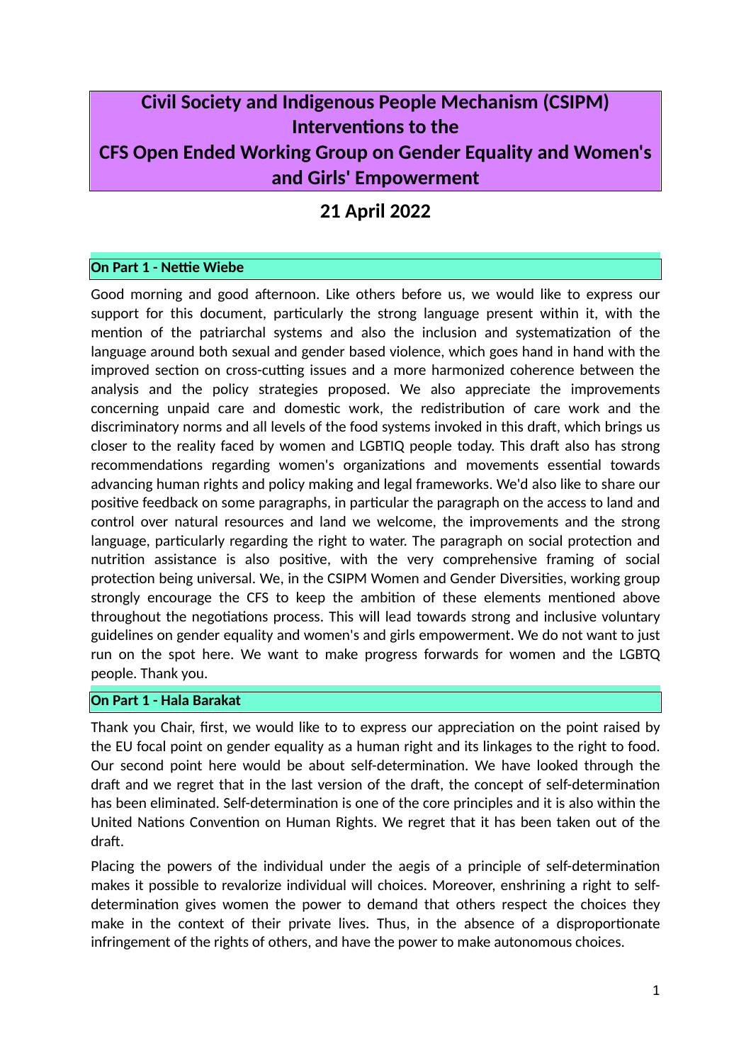# Civil Society and Indigenous People Mechanism (CSIPM) Interventions to the CFS Open Ended Working Group on Gender Equality and Women's and Girls' Empowerment

## 21 April 2022

### On Part 1 - Nettie Wiebe

Good morning and good afternoon. Like others before us, we would like to express our support for this document, particularly the strong language present within it, with the mention of the patriarchal systems and also the inclusion and systematization of the language around both sexual and gender based violence, which goes hand in hand with the improved section on cross-cutting issues and a more harmonized coherence between the analysis and the policy strategies proposed. We also appreciate the improvements concerning unpaid care and domestic work, the redistribution of care work and the discriminatory norms and all levels of the food systems invoked in this draft, which brings us closer to the reality faced by women and LGBTIQ people today. This draft also has strong recommendations regarding women's organizations and movements essential towards advancing human rights and policy making and legal frameworks. We'd also like to share our positive feedback on some paragraphs, in particular the paragraph on the access to land and control over natural resources and land we welcome, the improvements and the strong language, particularly regarding the right to water. The paragraph on social protection and nutrition assistance is also positive, with the very comprehensive framing of social protection being universal. We, in the CSIPM Women and Gender Diversities, working group strongly encourage the CFS to keep the ambition of these elements mentioned above throughout the negotiations process. This will lead towards strong and inclusive voluntary guidelines on gender equality and women's and girls empowerment. We do not want to just run on the spot here. We want to make progress forwards for women and the LGBTQ people. Thank you.

### On Part 1 - Hala Barakat

Thank you Chair, first, we would like to to express our appreciation on the point raised by the EU focal point on gender equality as a human right and its linkages to the right to food. Our second point here would be about self-determination. We have looked through the draft and we regret that in the last version of the draft, the concept of self-determination has been eliminated. Self-determination is one of the core principles and it is also within the United Nations Convention on Human Rights. We regret that it has been taken out of the draft.

Placing the powers of the individual under the aegis of a principle of self-determination makes it possible to revalorize individual will choices. Moreover, enshrining a right to self-determination gives women the power to demand that others respect the choices they make in the context of their private lives. Thus, in the absence of a disproportionate infringement of the rights of others, and have the power to make autonomous choices.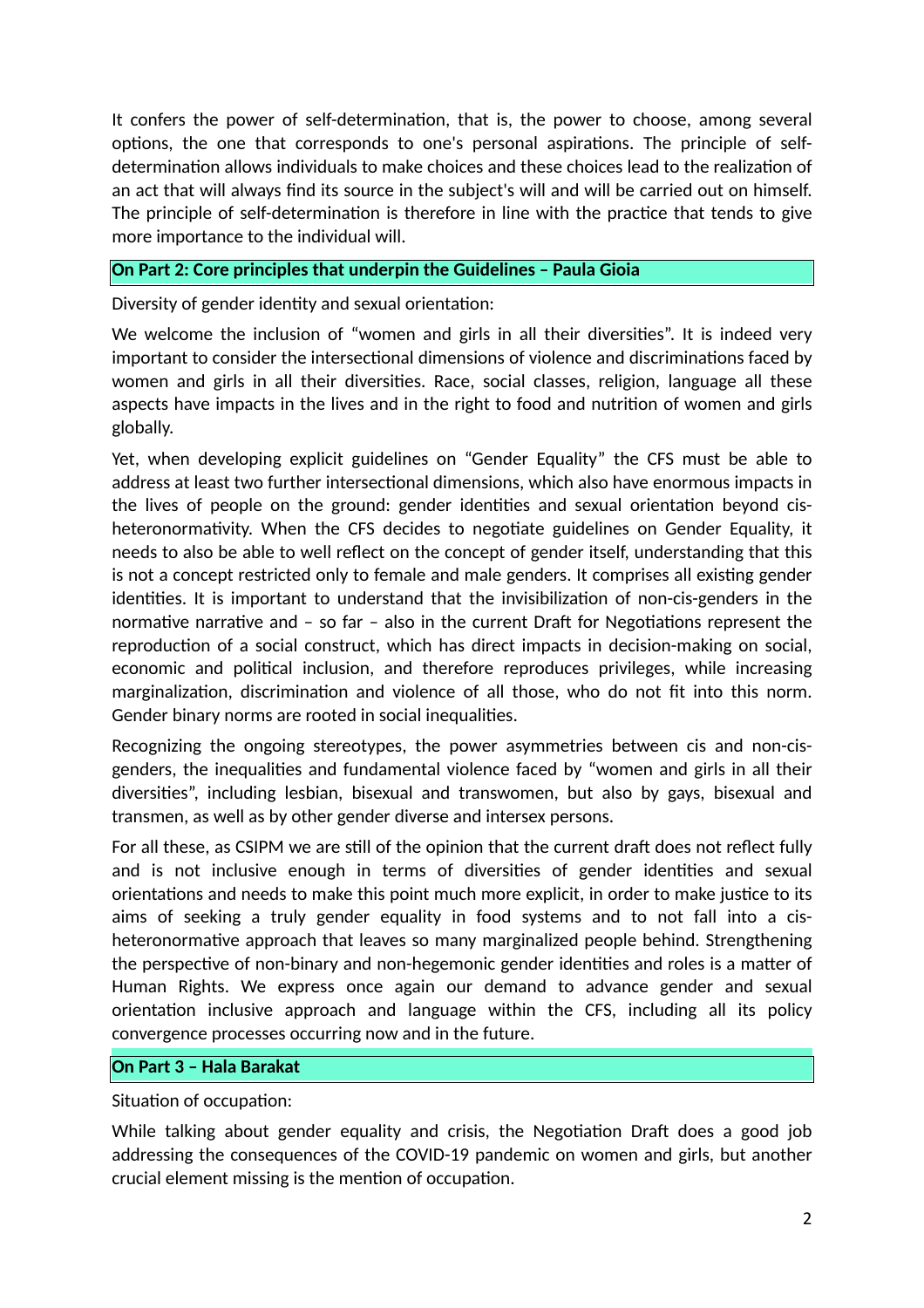It confers the power of self-determination, that is, the power to choose, among several options, the one that corresponds to one's personal aspirations. The principle of self-determination allows individuals to make choices and these choices lead to the realization of an act that will always find its source in the subject's will and will be carried out on himself. The principle of self-determination is therefore in line with the practice that tends to give more importance to the individual will.

**On Part 2: Core principles that underpin the Guidelines – Paula Gioia**

Diversity of gender identity and sexual orientation:

We welcome the inclusion of "women and girls in all their diversities". It is indeed very important to consider the intersectional dimensions of violence and discriminations faced by women and girls in all their diversities. Race, social classes, religion, language all these aspects have impacts in the lives and in the right to food and nutrition of women and girls globally.

Yet, when developing explicit guidelines on "Gender Equality" the CFS must be able to address at least two further intersectional dimensions, which also have enormous impacts in the lives of people on the ground: gender identities and sexual orientation beyond cis-heteronormativity. When the CFS decides to negotiate guidelines on Gender Equality, it needs to also be able to well reflect on the concept of gender itself, understanding that this is not a concept restricted only to female and male genders. It comprises all existing gender identities. It is important to understand that the invisibilization of non-cis-genders in the normative narrative and – so far – also in the current Draft for Negotiations represent the reproduction of a social construct, which has direct impacts in decision-making on social, economic and political inclusion, and therefore reproduces privileges, while increasing marginalization, discrimination and violence of all those, who do not fit into this norm. Gender binary norms are rooted in social inequalities.

Recognizing the ongoing stereotypes, the power asymmetries between cis and non-cis-genders, the inequalities and fundamental violence faced by "women and girls in all their diversities", including lesbian, bisexual and transwomen, but also by gays, bisexual and transmen, as well as by other gender diverse and intersex persons.

For all these, as CSIPM we are still of the opinion that the current draft does not reflect fully and is not inclusive enough in terms of diversities of gender identities and sexual orientations and needs to make this point much more explicit, in order to make justice to its aims of seeking a truly gender equality in food systems and to not fall into a cis-heteronormative approach that leaves so many marginalized people behind. Strengthening the perspective of non-binary and non-hegemonic gender identities and roles is a matter of Human Rights. We express once again our demand to advance gender and sexual orientation inclusive approach and language within the CFS, including all its policy convergence processes occurring now and in the future.

**On Part 3 – Hala Barakat**

Situation of occupation:

While talking about gender equality and crisis, the Negotiation Draft does a good job addressing the consequences of the COVID-19 pandemic on women and girls, but another crucial element missing is the mention of occupation.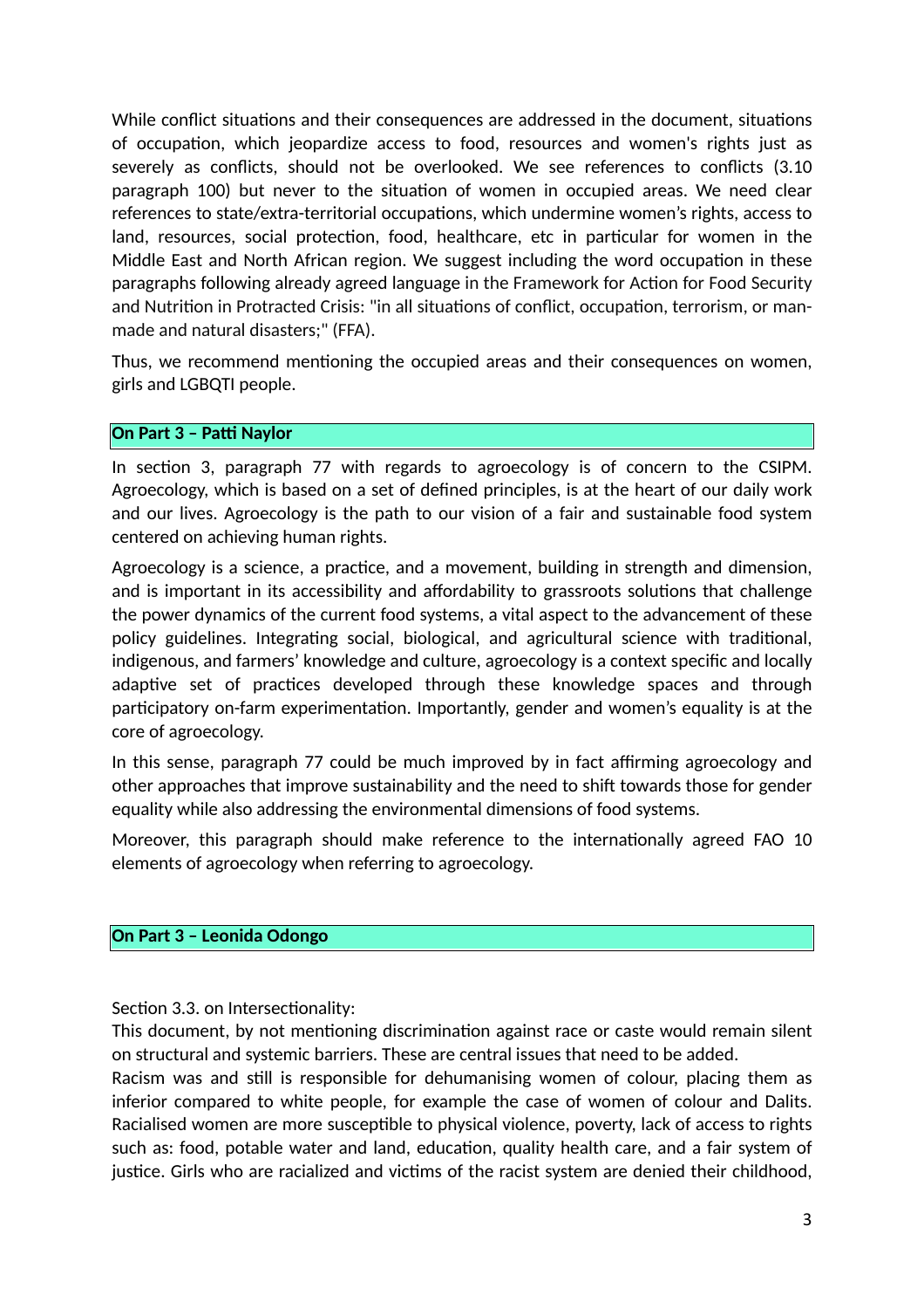While conflict situations and their consequences are addressed in the document, situations of occupation, which jeopardize access to food, resources and women's rights just as severely as conflicts, should not be overlooked. We see references to conflicts (3.10 paragraph 100) but never to the situation of women in occupied areas. We need clear references to state/extra-territorial occupations, which undermine women's rights, access to land, resources, social protection, food, healthcare, etc in particular for women in the Middle East and North African region. We suggest including the word occupation in these paragraphs following already agreed language in the Framework for Action for Food Security and Nutrition in Protracted Crisis: "in all situations of conflict, occupation, terrorism, or man-made and natural disasters;" (FFA).

Thus, we recommend mentioning the occupied areas and their consequences on women, girls and LGBQTI people.

**On Part 3 – Patti Naylor**

In section 3, paragraph 77 with regards to agroecology is of concern to the CSIPM. Agroecology, which is based on a set of defined principles, is at the heart of our daily work and our lives. Agroecology is the path to our vision of a fair and sustainable food system centered on achieving human rights.

Agroecology is a science, a practice, and a movement, building in strength and dimension, and is important in its accessibility and affordability to grassroots solutions that challenge the power dynamics of the current food systems, a vital aspect to the advancement of these policy guidelines. Integrating social, biological, and agricultural science with traditional, indigenous, and farmers' knowledge and culture, agroecology is a context specific and locally adaptive set of practices developed through these knowledge spaces and through participatory on-farm experimentation. Importantly, gender and women's equality is at the core of agroecology.

In this sense, paragraph 77 could be much improved by in fact affirming agroecology and other approaches that improve sustainability and the need to shift towards those for gender equality while also addressing the environmental dimensions of food systems.

Moreover, this paragraph should make reference to the internationally agreed FAO 10 elements of agroecology when referring to agroecology.

**On Part 3 – Leonida Odongo**

Section 3.3. on Intersectionality:
This document, by not mentioning discrimination against race or caste would remain silent on structural and systemic barriers. These are central issues that need to be added.
Racism was and still is responsible for dehumanising women of colour, placing them as inferior compared to white people, for example the case of women of colour and Dalits. Racialised women are more susceptible to physical violence, poverty, lack of access to rights such as: food, potable water and land, education, quality health care, and a fair system of justice. Girls who are racialized and victims of the racist system are denied their childhood,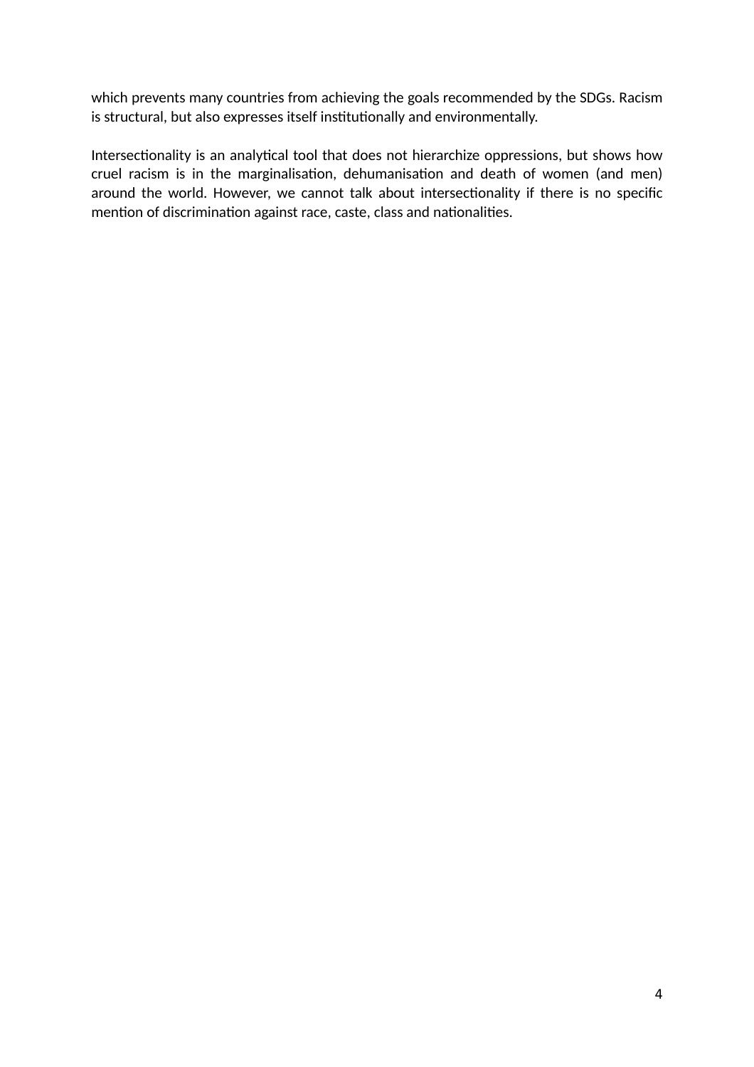which prevents many countries from achieving the goals recommended by the SDGs. Racism is structural, but also expresses itself institutionally and environmentally.

Intersectionality is an analytical tool that does not hierarchize oppressions, but shows how cruel racism is in the marginalisation, dehumanisation and death of women (and men) around the world. However, we cannot talk about intersectionality if there is no specific mention of discrimination against race, caste, class and nationalities.